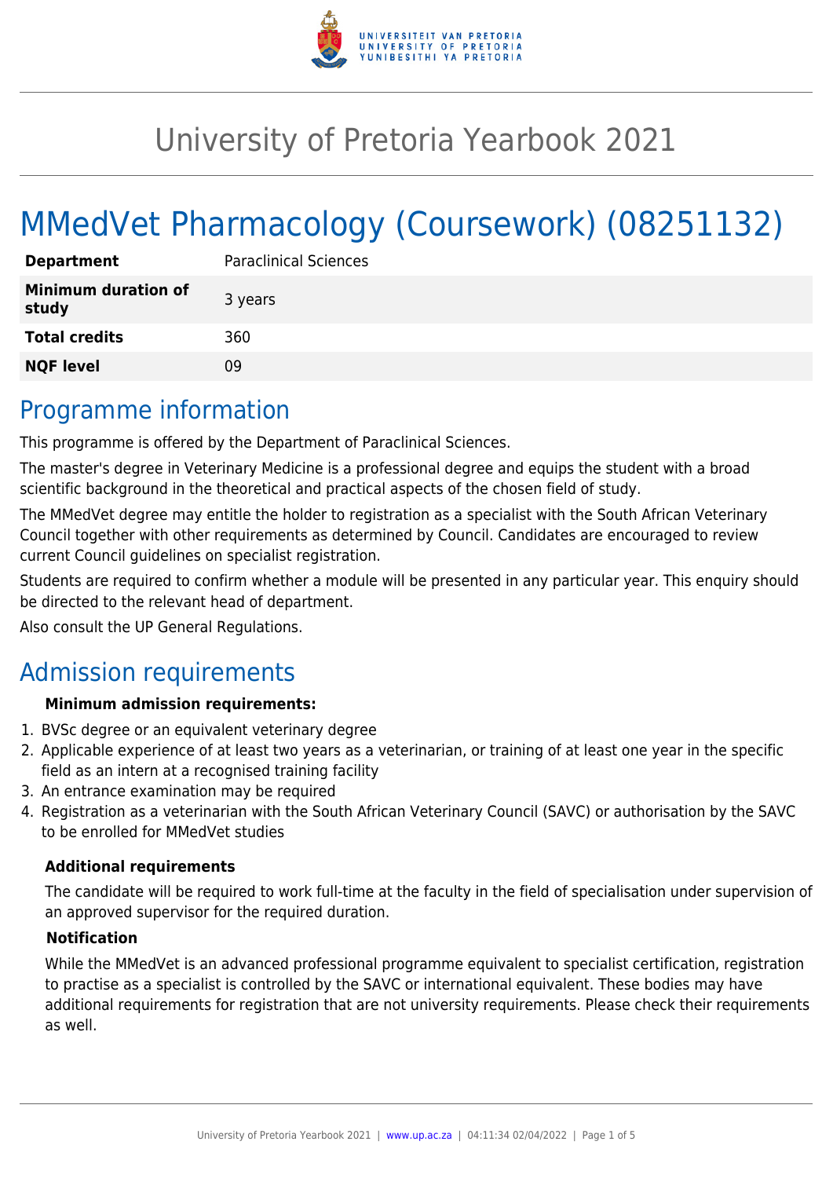# University of Pretoria Yearbook 2021

# MMedVet Pharmacology (Coursework) (08251132)

| | |
|---|---|
| **Department** | Paraclinical Sciences |
| **Minimum duration of study** | 3 years |
| **Total credits** | 360 |
| **NQF level** | 09 |

## Programme information

This programme is offered by the Department of Paraclinical Sciences.

The master's degree in Veterinary Medicine is a professional degree and equips the student with a broad scientific background in the theoretical and practical aspects of the chosen field of study.

The MMedVet degree may entitle the holder to registration as a specialist with the South African Veterinary Council together with other requirements as determined by Council. Candidates are encouraged to review current Council guidelines on specialist registration.

Students are required to confirm whether a module will be presented in any particular year. This enquiry should be directed to the relevant head of department.

Also consult the UP General Regulations.

## Admission requirements

**Minimum admission requirements:**

1. BVSc degree or an equivalent veterinary degree
2. Applicable experience of at least two years as a veterinarian, or training of at least one year in the specific field as an intern at a recognised training facility
3. An entrance examination may be required
4. Registration as a veterinarian with the South African Veterinary Council (SAVC) or authorisation by the SAVC to be enrolled for MMedVet studies

**Additional requirements**

The candidate will be required to work full-time at the faculty in the field of specialisation under supervision of an approved supervisor for the required duration.

**Notification**

While the MMedVet is an advanced professional programme equivalent to specialist certification, registration to practise as a specialist is controlled by the SAVC or international equivalent. These bodies may have additional requirements for registration that are not university requirements. Please check their requirements as well.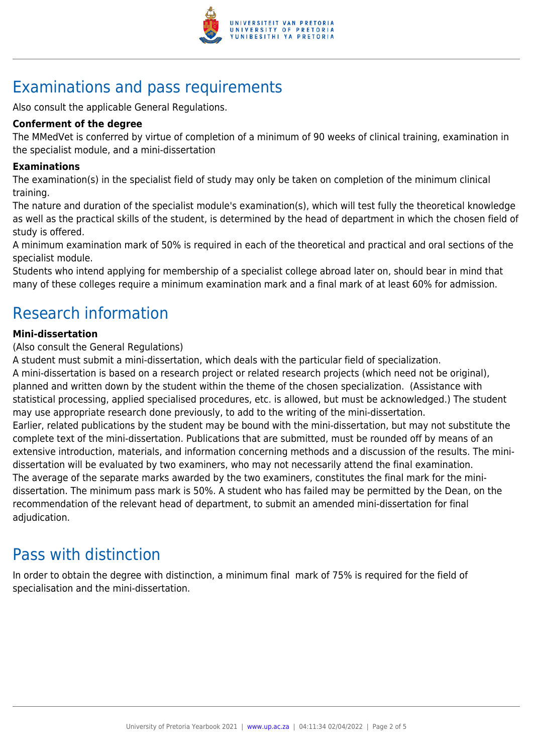# Examinations and pass requirements

Also consult the applicable General Regulations.

**Conferment of the degree**

The MMedVet is conferred by virtue of completion of a minimum of 90 weeks of clinical training, examination in the specialist module, and a mini-dissertation

**Examinations**

The examination(s) in the specialist field of study may only be taken on completion of the minimum clinical training.

The nature and duration of the specialist module's examination(s), which will test fully the theoretical knowledge as well as the practical skills of the student, is determined by the head of department in which the chosen field of study is offered.

A minimum examination mark of 50% is required in each of the theoretical and practical and oral sections of the specialist module.

Students who intend applying for membership of a specialist college abroad later on, should bear in mind that many of these colleges require a minimum examination mark and a final mark of at least 60% for admission.

# Research information

**Mini-dissertation**

(Also consult the General Regulations)

A student must submit a mini-dissertation, which deals with the particular field of specialization.

A mini-dissertation is based on a research project or related research projects (which need not be original), planned and written down by the student within the theme of the chosen specialization. (Assistance with statistical processing, applied specialised procedures, etc. is allowed, but must be acknowledged.) The student may use appropriate research done previously, to add to the writing of the mini-dissertation.

Earlier, related publications by the student may be bound with the mini-dissertation, but may not substitute the complete text of the mini-dissertation. Publications that are submitted, must be rounded off by means of an extensive introduction, materials, and information concerning methods and a discussion of the results. The mini-dissertation will be evaluated by two examiners, who may not necessarily attend the final examination.

The average of the separate marks awarded by the two examiners, constitutes the final mark for the mini-dissertation. The minimum pass mark is 50%. A student who has failed may be permitted by the Dean, on the recommendation of the relevant head of department, to submit an amended mini-dissertation for final adjudication.

# Pass with distinction

In order to obtain the degree with distinction, a minimum final mark of 75% is required for the field of specialisation and the mini-dissertation.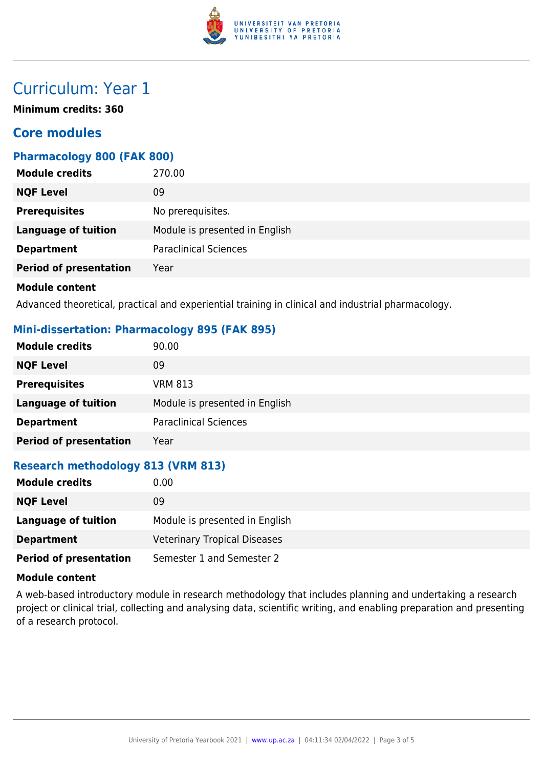# Curriculum: Year 1

**Minimum credits: 360**

## Core modules

### Pharmacology 800 (FAK 800)

| | |
|---|---|
| **Module credits** | 270.00 |
| **NQF Level** | 09 |
| **Prerequisites** | No prerequisites. |
| **Language of tuition** | Module is presented in English |
| **Department** | Paraclinical Sciences |
| **Period of presentation** | Year |

**Module content**

Advanced theoretical, practical and experiential training in clinical and industrial pharmacology.

### Mini-dissertation: Pharmacology 895 (FAK 895)

| | |
|---|---|
| **Module credits** | 90.00 |
| **NQF Level** | 09 |
| **Prerequisites** | VRM 813 |
| **Language of tuition** | Module is presented in English |
| **Department** | Paraclinical Sciences |
| **Period of presentation** | Year |

### Research methodology 813 (VRM 813)

| | |
|---|---|
| **Module credits** | 0.00 |
| **NQF Level** | 09 |
| **Language of tuition** | Module is presented in English |
| **Department** | Veterinary Tropical Diseases |
| **Period of presentation** | Semester 1 and Semester 2 |

**Module content**

A web-based introductory module in research methodology that includes planning and undertaking a research project or clinical trial, collecting and analysing data, scientific writing, and enabling preparation and presenting of a research protocol.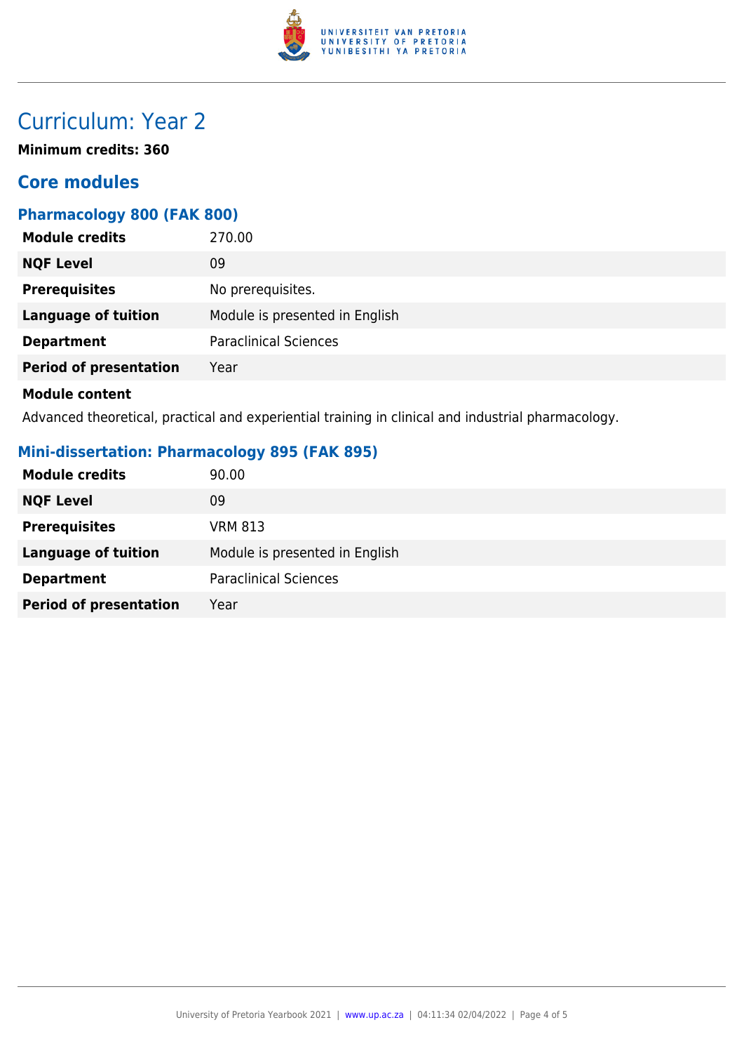# Curriculum: Year 2

**Minimum credits: 360**

## Core modules

### Pharmacology 800 (FAK 800)

| | |
|---|---|
| **Module credits** | 270.00 |
| **NQF Level** | 09 |
| **Prerequisites** | No prerequisites. |
| **Language of tuition** | Module is presented in English |
| **Department** | Paraclinical Sciences |
| **Period of presentation** | Year |

**Module content**

Advanced theoretical, practical and experiential training in clinical and industrial pharmacology.

### Mini-dissertation: Pharmacology 895 (FAK 895)

| | |
|---|---|
| **Module credits** | 90.00 |
| **NQF Level** | 09 |
| **Prerequisites** | VRM 813 |
| **Language of tuition** | Module is presented in English |
| **Department** | Paraclinical Sciences |
| **Period of presentation** | Year |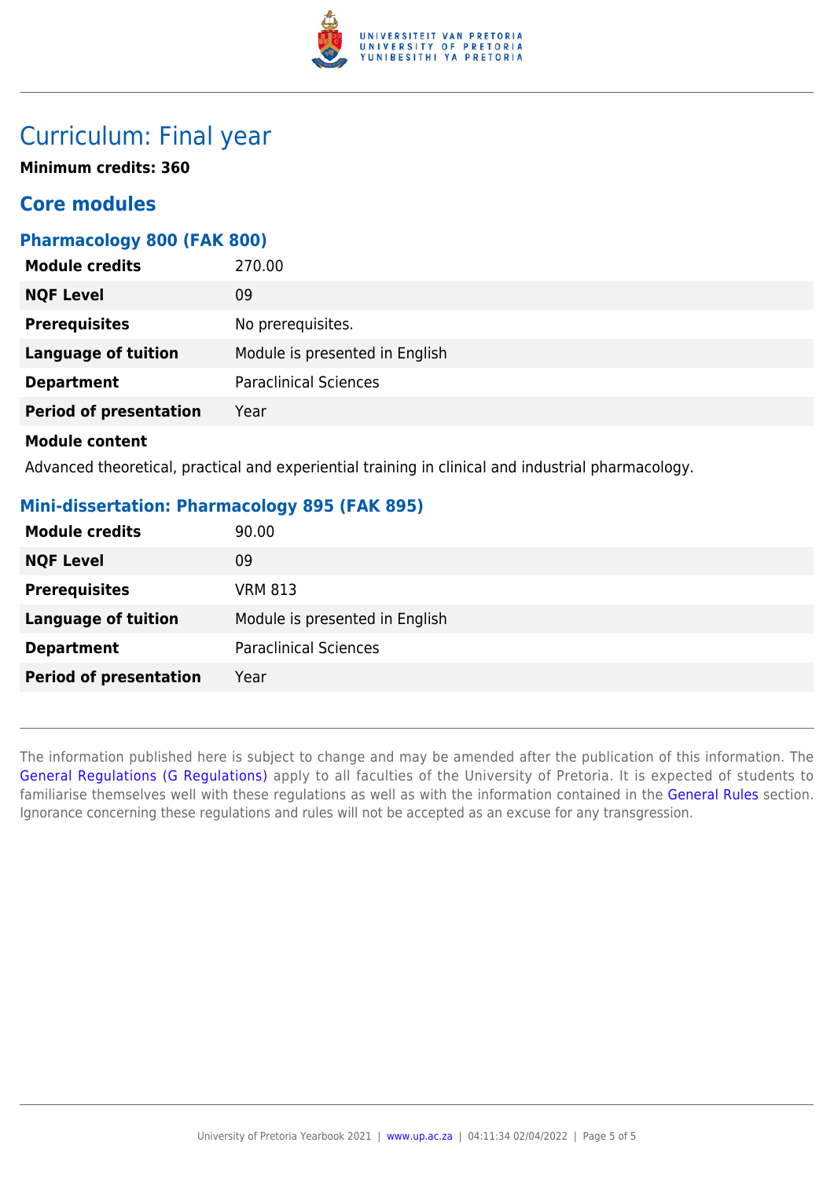# Curriculum: Final year

**Minimum credits: 360**

## Core modules

### Pharmacology 800 (FAK 800)

| | |
|---|---|
| **Module credits** | 270.00 |
| **NQF Level** | 09 |
| **Prerequisites** | No prerequisites. |
| **Language of tuition** | Module is presented in English |
| **Department** | Paraclinical Sciences |
| **Period of presentation** | Year |

**Module content**

Advanced theoretical, practical and experiential training in clinical and industrial pharmacology.

### Mini-dissertation: Pharmacology 895 (FAK 895)

| | |
|---|---|
| **Module credits** | 90.00 |
| **NQF Level** | 09 |
| **Prerequisites** | VRM 813 |
| **Language of tuition** | Module is presented in English |
| **Department** | Paraclinical Sciences |
| **Period of presentation** | Year |

The information published here is subject to change and may be amended after the publication of this information. The General Regulations (G Regulations) apply to all faculties of the University of Pretoria. It is expected of students to familiarise themselves well with these regulations as well as with the information contained in the General Rules section. Ignorance concerning these regulations and rules will not be accepted as an excuse for any transgression.